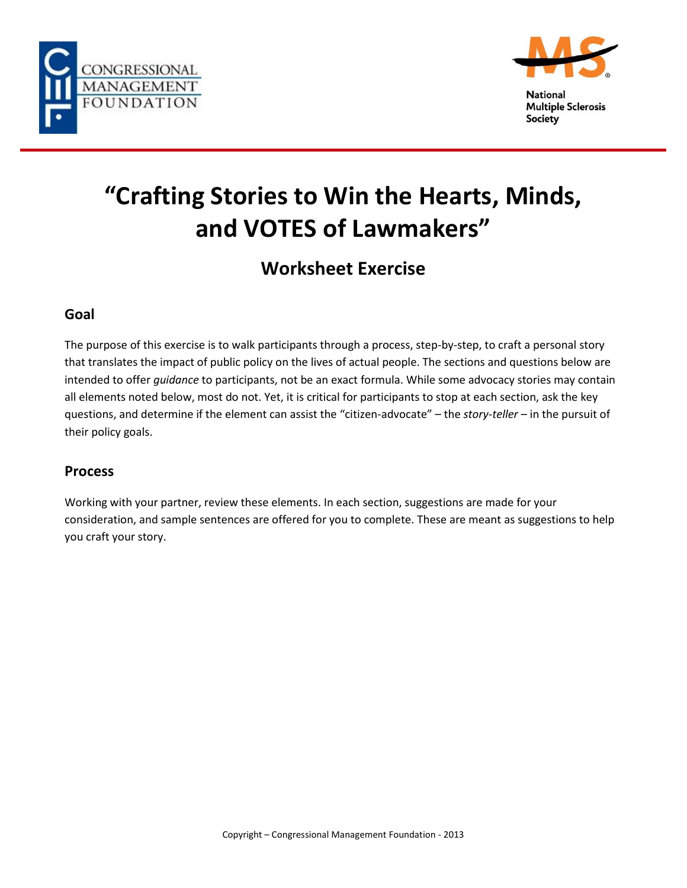CONGRESSIONAL MANAGEMENT FOUNDATION

National Multiple Sclerosis Society

# "Crafting Stories to Win the Hearts, Minds, and VOTES of Lawmakers"

## Worksheet Exercise

### Goal

The purpose of this exercise is to walk participants through a process, step-by-step, to craft a personal story that translates the impact of public policy on the lives of actual people. The sections and questions below are intended to offer *guidance* to participants, not be an exact formula. While some advocacy stories may contain all elements noted below, most do not. Yet, it is critical for participants to stop at each section, ask the key questions, and determine if the element can assist the "citizen-advocate" – the *story-teller* – in the pursuit of their policy goals.

### Process

Working with your partner, review these elements. In each section, suggestions are made for your consideration, and sample sentences are offered for you to complete. These are meant as suggestions to help you craft your story.

Copyright – Congressional Management Foundation - 2013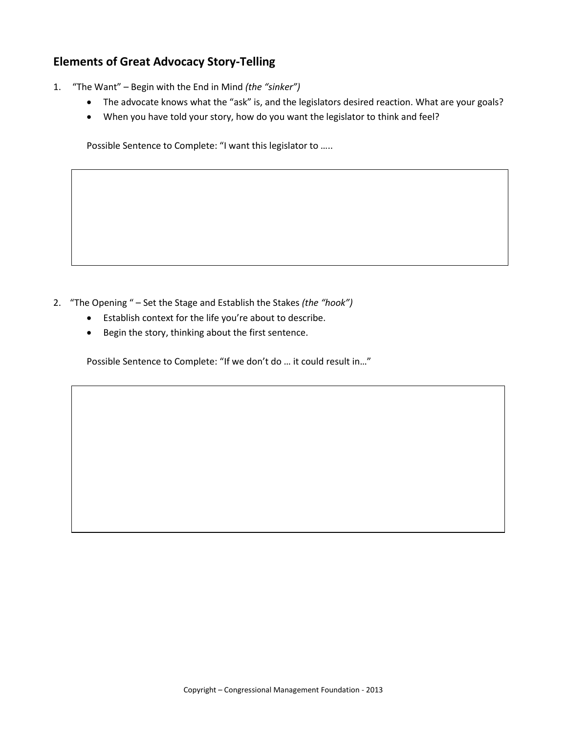## Elements of Great Advocacy Story-Telling

1. "The Want" – Begin with the End in Mind *(the "sinker")*
   - The advocate knows what the "ask" is, and the legislators desired reaction. What are your goals?
   - When you have told your story, how do you want the legislator to think and feel?

   Possible Sentence to Complete: "I want this legislator to …..

2. "The Opening " – Set the Stage and Establish the Stakes *(the "hook")*
   - Establish context for the life you're about to describe.
   - Begin the story, thinking about the first sentence.

   Possible Sentence to Complete: "If we don't do … it could result in…"

Copyright – Congressional Management Foundation - 2013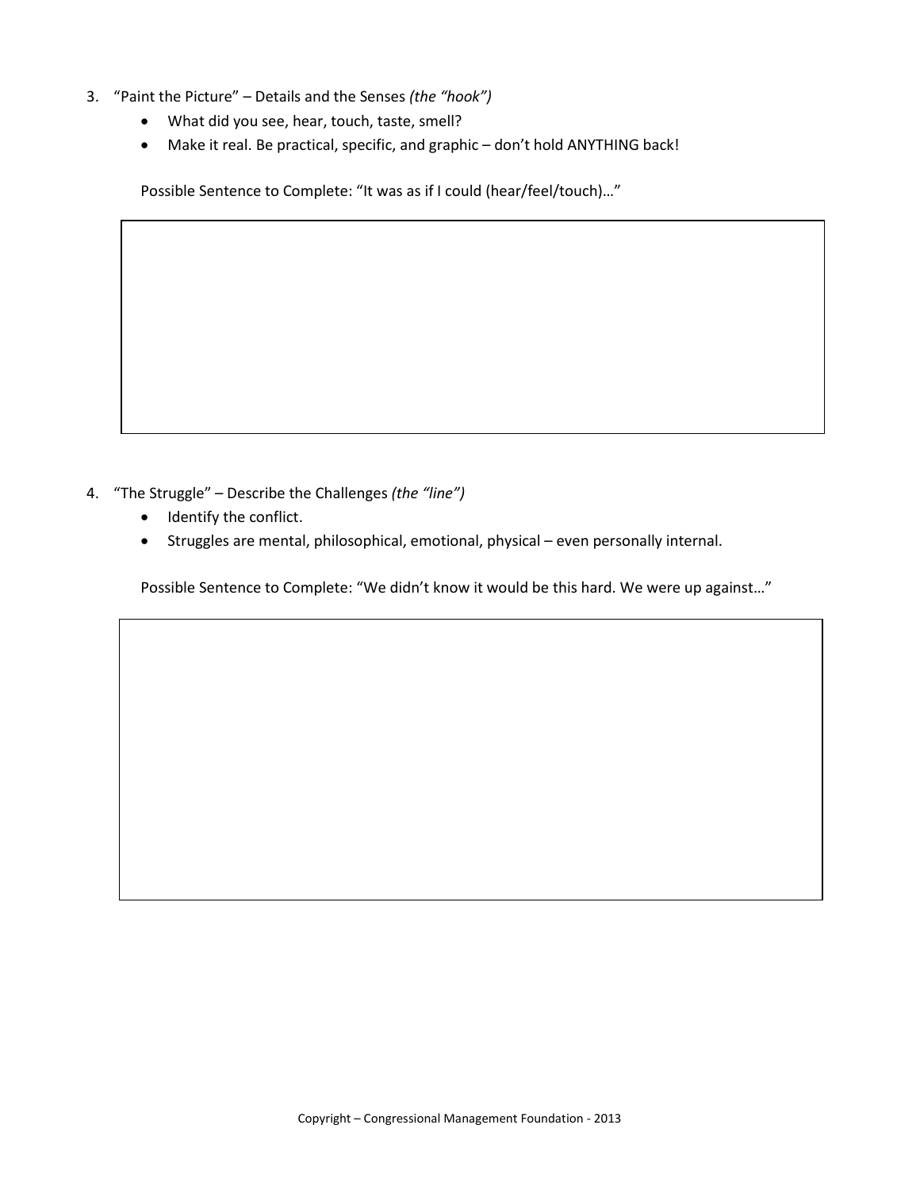3. "Paint the Picture" – Details and the Senses *(the "hook")*
    - What did you see, hear, touch, taste, smell?
    - Make it real. Be practical, specific, and graphic – don't hold ANYTHING back!

    Possible Sentence to Complete: "It was as if I could (hear/feel/touch)…"

4. "The Struggle" – Describe the Challenges *(the "line")*
    - Identify the conflict.
    - Struggles are mental, philosophical, emotional, physical – even personally internal.

    Possible Sentence to Complete: "We didn't know it would be this hard. We were up against…"

Copyright – Congressional Management Foundation - 2013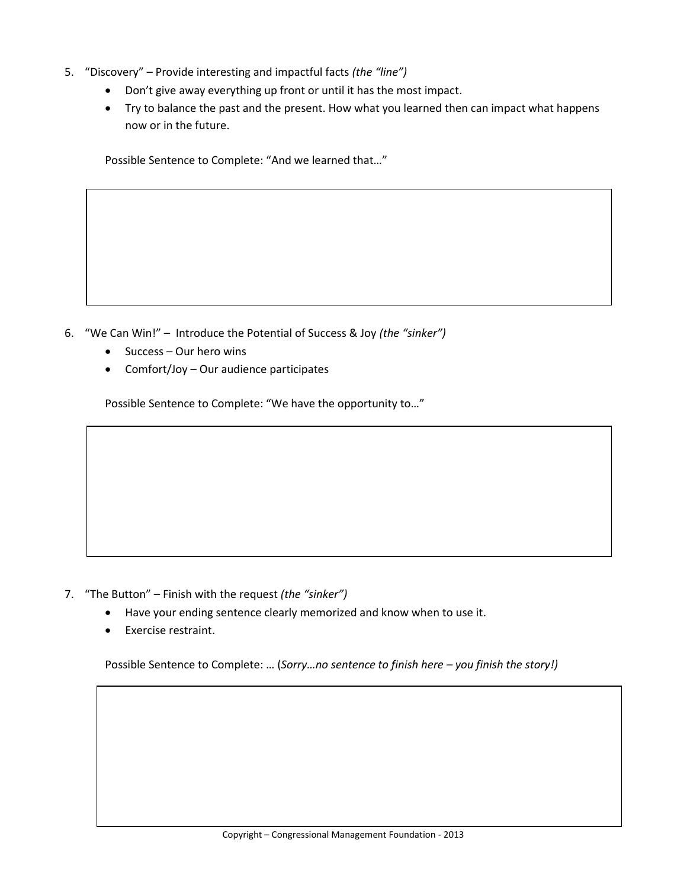5. "Discovery" – Provide interesting and impactful facts *(the "line")*
   - Don't give away everything up front or until it has the most impact.
   - Try to balance the past and the present. How what you learned then can impact what happens now or in the future.

   Possible Sentence to Complete: "And we learned that…"

6. "We Can Win!" – Introduce the Potential of Success & Joy *(the "sinker")*
   - Success – Our hero wins
   - Comfort/Joy – Our audience participates

   Possible Sentence to Complete: "We have the opportunity to…"

7. "The Button" – Finish with the request *(the "sinker")*
   - Have your ending sentence clearly memorized and know when to use it.
   - Exercise restraint.

   Possible Sentence to Complete: … (*Sorry…no sentence to finish here – you finish the story!)*

Copyright – Congressional Management Foundation - 2013